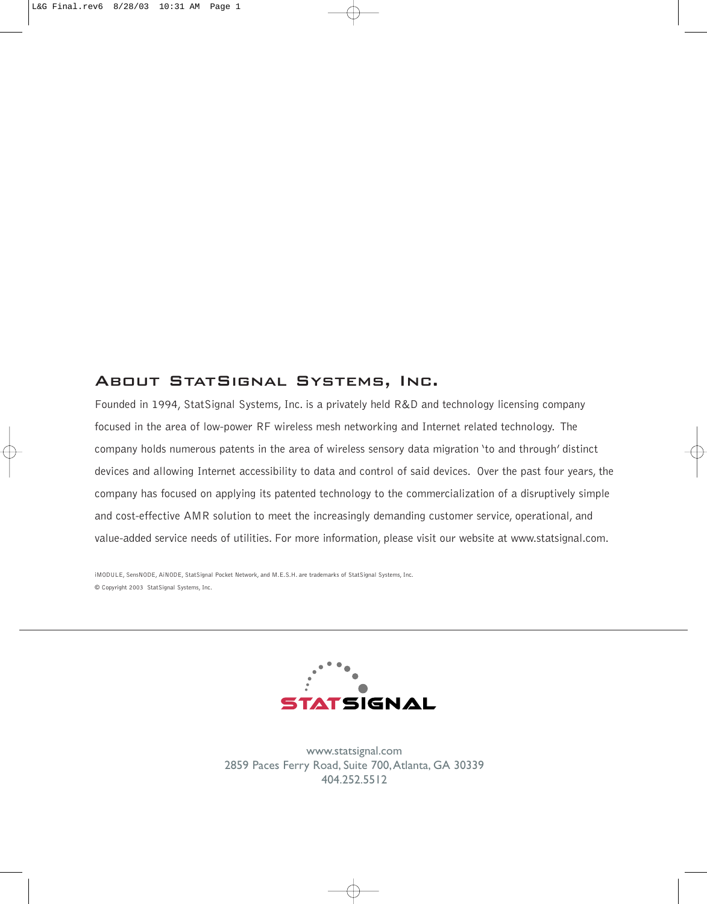## About StatSignal Systems, Inc.

Founded in 1994, StatSignal Systems, Inc. is a privately held R&D and technology licensing company focused in the area of low-power RF wireless mesh networking and Internet related technology. The company holds numerous patents in the area of wireless sensory data migration 'to and through' distinct devices and allowing Internet accessibility to data and control of said devices. Over the past four years, the company has focused on applying its patented technology to the commercialization of a disruptively simple and cost-effective AMR solution to meet the increasingly demanding customer service, operational, and value-added service needs of utilities. For more information, please visit our website at www.statsignal.com.

iMODULE, SensNODE, AiNODE, StatSignal Pocket Network, and M.E.S.H. are trademarks of StatSignal Systems, Inc.

© Copyright 2003 StatSignal Systems, Inc.

---

STATSIGNAL

www.statsignal.com
2859 Paces Ferry Road, Suite 700, Atlanta, GA 30339
404.252.5512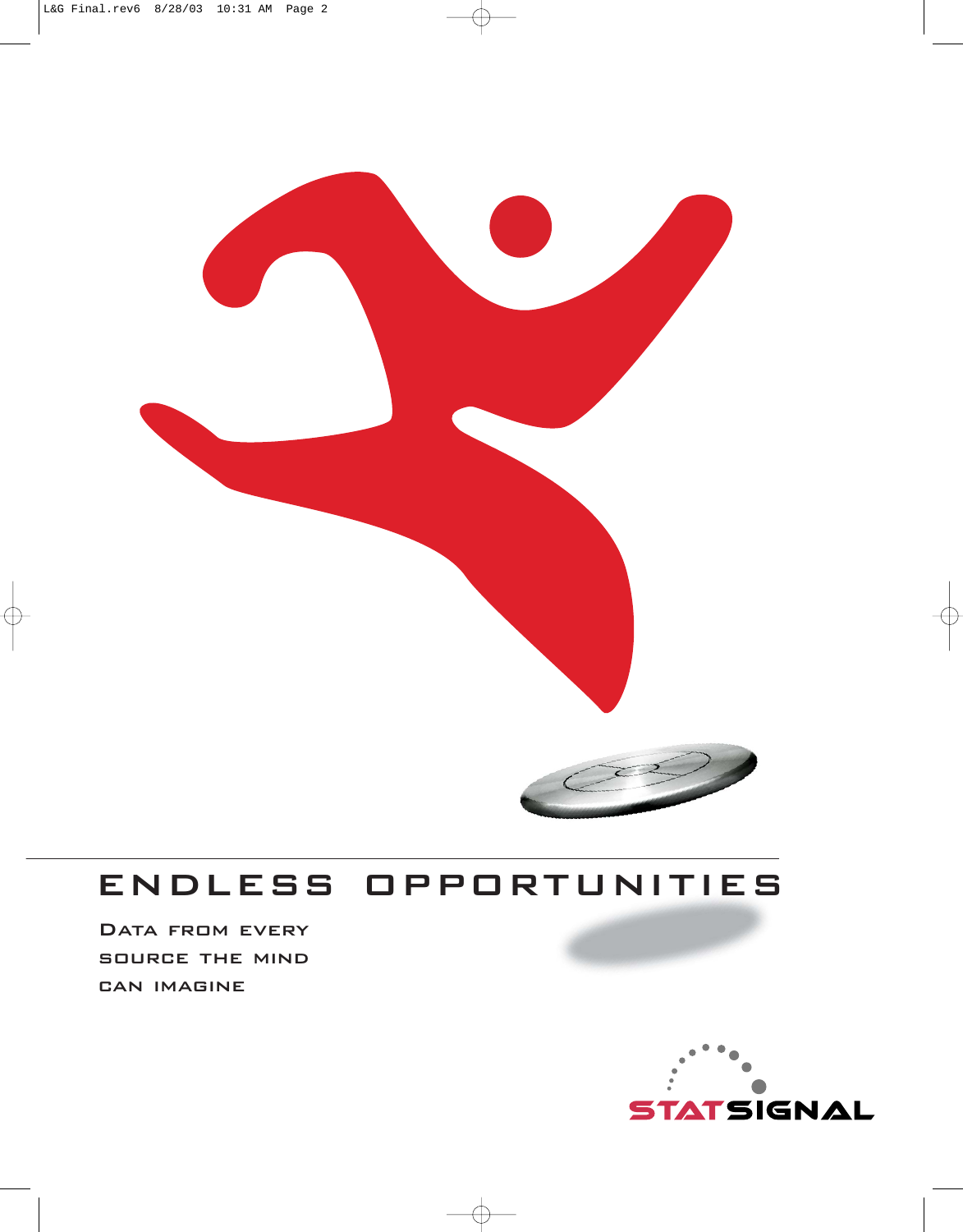# ENDLESS OPPORTUNITIES

Data from every
source the mind
can imagine

STATSIGNAL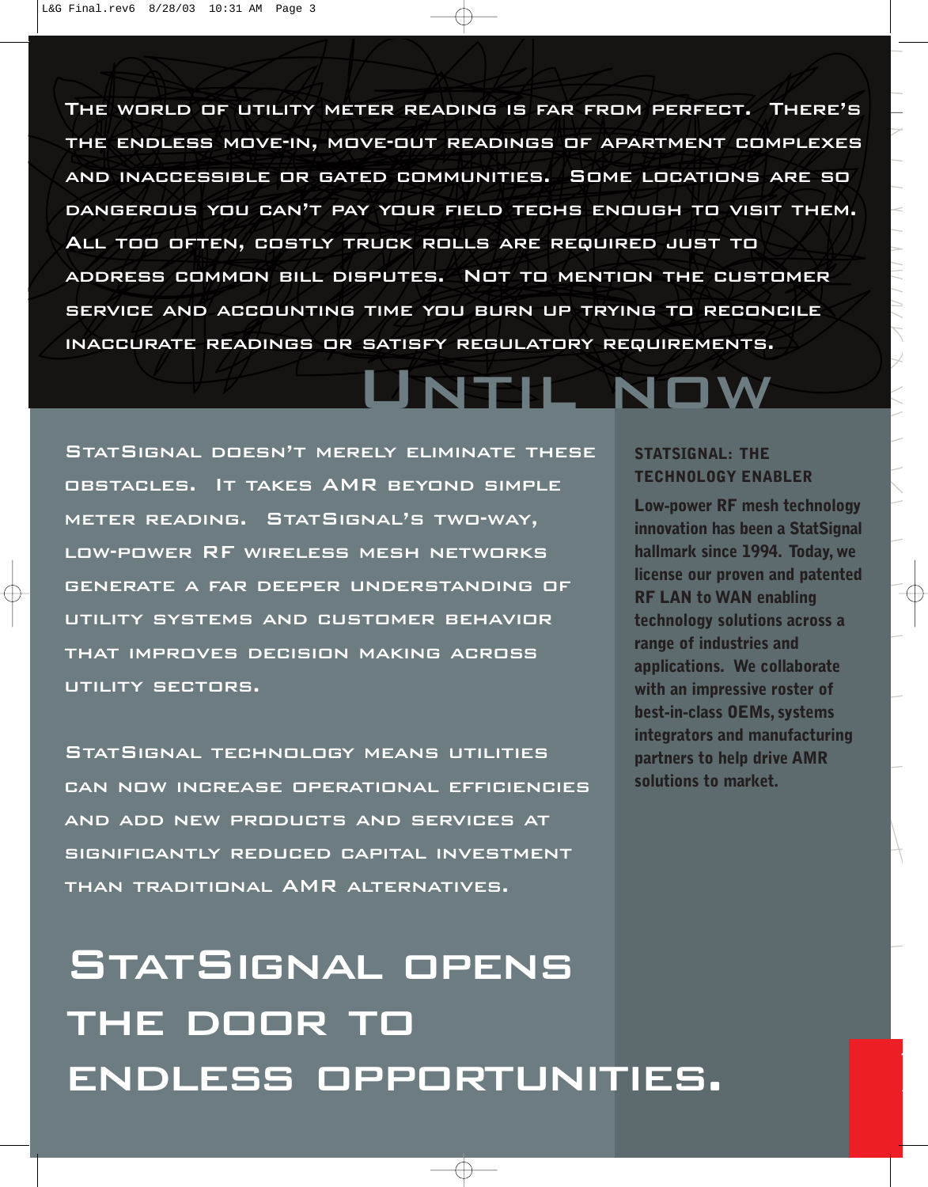The world of utility meter reading is far from perfect. There's the endless move-in, move-out readings of apartment complexes and inaccessible or gated communities. Some locations are so dangerous you can't pay your field techs enough to visit them. All too often, costly truck rolls are required just to address common bill disputes. Not to mention the customer service and accounting time you burn up trying to reconcile inaccurate readings or satisfy regulatory requirements.

# Until Now

StatSignal doesn't merely eliminate these obstacles. It takes AMR beyond simple meter reading. StatSignal's two-way, low-power RF wireless mesh networks generate a far deeper understanding of utility systems and customer behavior that improves decision making across utility sectors.

StatSignal technology means utilities can now increase operational efficiencies and add new products and services at significantly reduced capital investment than traditional AMR alternatives.

## StatSignal: The Technology Enabler

**Low-power RF mesh technology innovation has been a StatSignal hallmark since 1994. Today, we license our proven and patented RF LAN to WAN enabling technology solutions across a range of industries and applications. We collaborate with an impressive roster of best-in-class OEMs, systems integrators and manufacturing partners to help drive AMR solutions to market.**

# StatSignal opens the door to endless opportunities.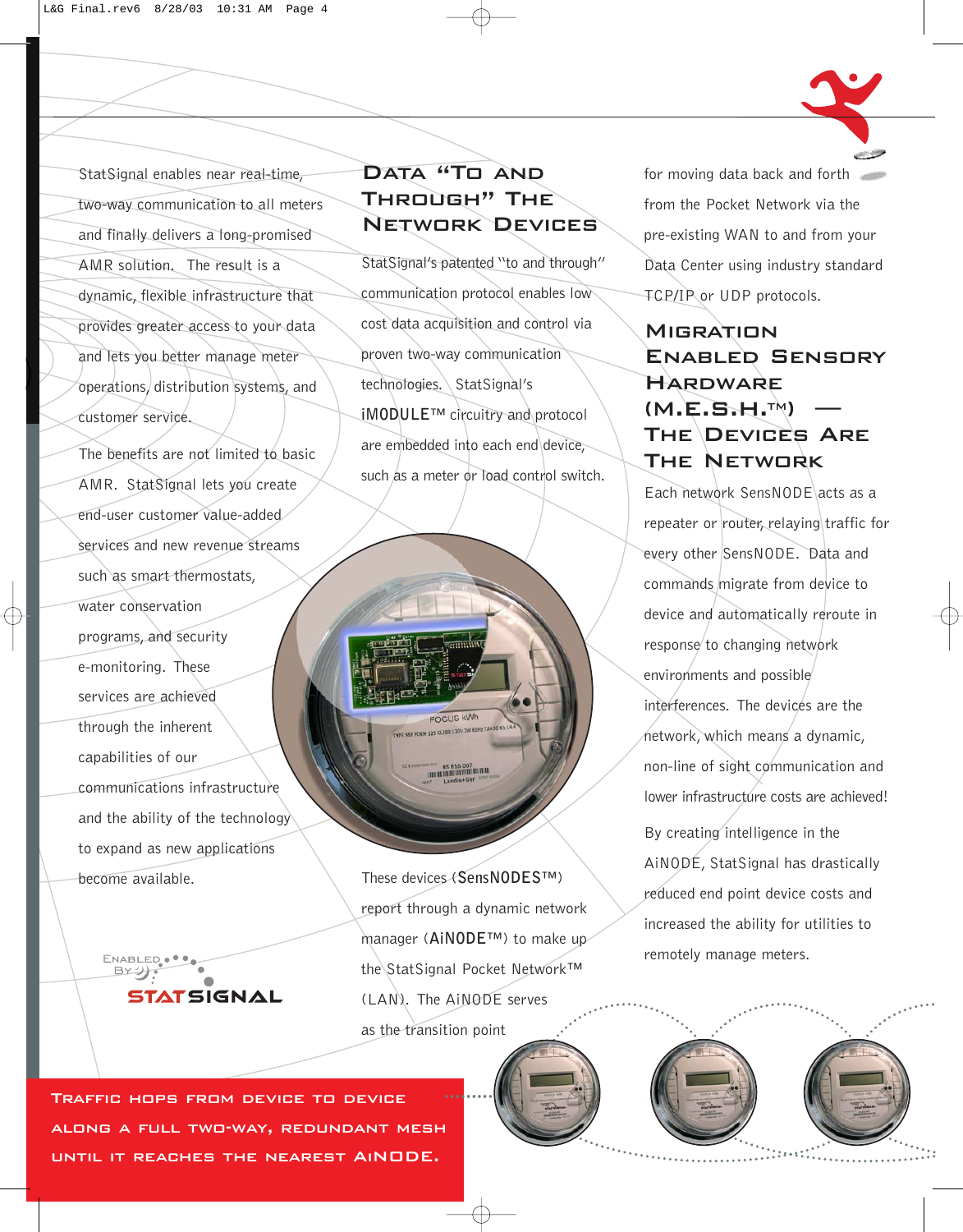StatSignal enables near real-time, two-way communication to all meters and finally delivers a long-promised AMR solution. The result is a dynamic, flexible infrastructure that provides greater access to your data and lets you better manage meter operations, distribution systems, and customer service.

The benefits are not limited to basic AMR. StatSignal lets you create end-user customer value-added services and new revenue streams such as smart thermostats, water conservation programs, and security e-monitoring. These services are achieved through the inherent capabilities of our communications infrastructure and the ability of the technology to expand as new applications become available.

ENABLED BY STATSIGNAL

## Data "To and Through" the Network Devices

StatSignal's patented "to and through" communication protocol enables low cost data acquisition and control via proven two-way communication technologies. StatSignal's iMODULE™ circuitry and protocol are embedded into each end device, such as a meter or load control switch.

These devices (SensNODES™) report through a dynamic network manager (AiNODE™) to make up the StatSignal Pocket Network™ (LAN). The AiNODE serves as the transition point for moving data back and forth from the Pocket Network via the pre-existing WAN to and from your Data Center using industry standard TCP/IP or UDP protocols.

## Migration Enabled Sensory Hardware (M.E.S.H.™) — The Devices Are The Network

Each network SensNODE acts as a repeater or router, relaying traffic for every other SensNODE. Data and commands migrate from device to device and automatically reroute in response to changing network environments and possible interferences. The devices are the network, which means a dynamic, non-line of sight communication and lower infrastructure costs are achieved!

By creating intelligence in the AiNODE, StatSignal has drastically reduced end point device costs and increased the ability for utilities to remotely manage meters.

**TRAFFIC HOPS FROM DEVICE TO DEVICE ALONG A FULL TWO-WAY, REDUNDANT MESH UNTIL IT REACHES THE NEAREST AINODE.**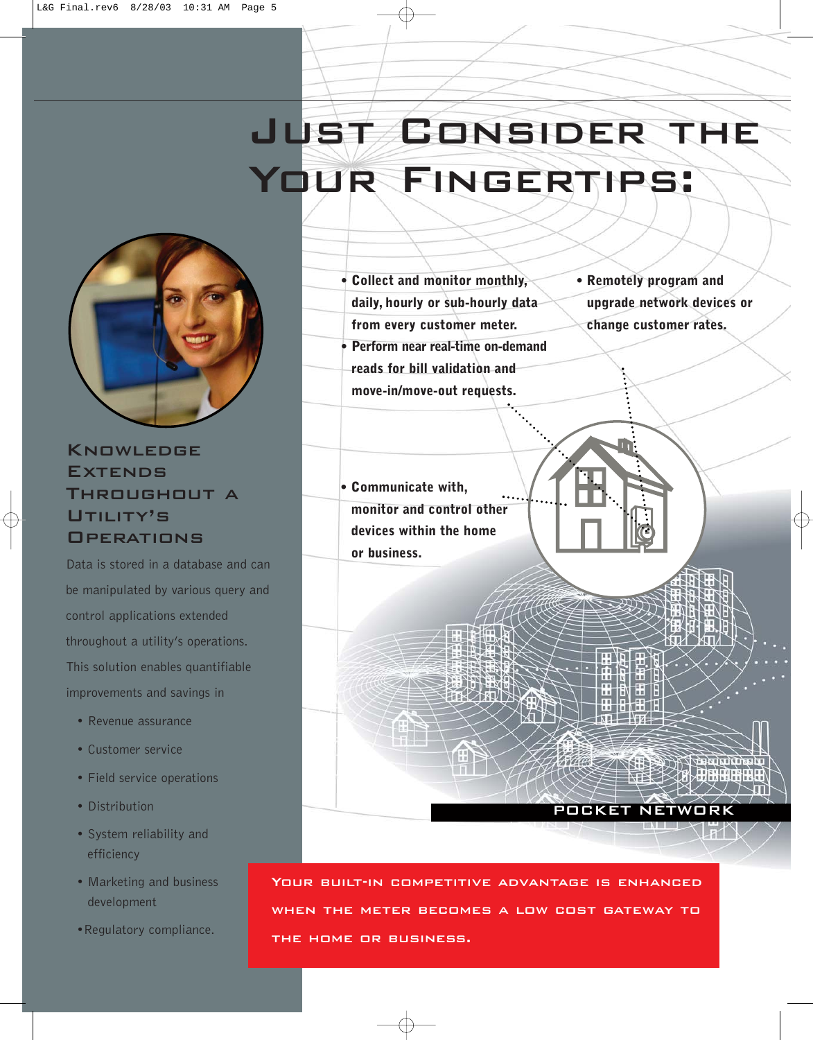# Just Consider the ... Your Fingertips:

## Knowledge Extends Throughout a Utility's Operations

Data is stored in a database and can be manipulated by various query and control applications extended throughout a utility's operations. This solution enables quantifiable improvements and savings in

- Revenue assurance
- Customer service
- Field service operations
- Distribution
- System reliability and efficiency
- Marketing and business development
- Regulatory compliance.

- **Collect and monitor monthly, daily, hourly or sub-hourly data from every customer meter.**
- **Perform near real-time on-demand reads for bill validation and move-in/move-out requests.**
- **Remotely program and upgrade network devices or change customer rates.**
- **Communicate with, monitor and control other devices within the home or business.**

POCKET NETWORK

**Your built-in competitive advantage is enhanced when the meter becomes a low cost gateway to the home or business.**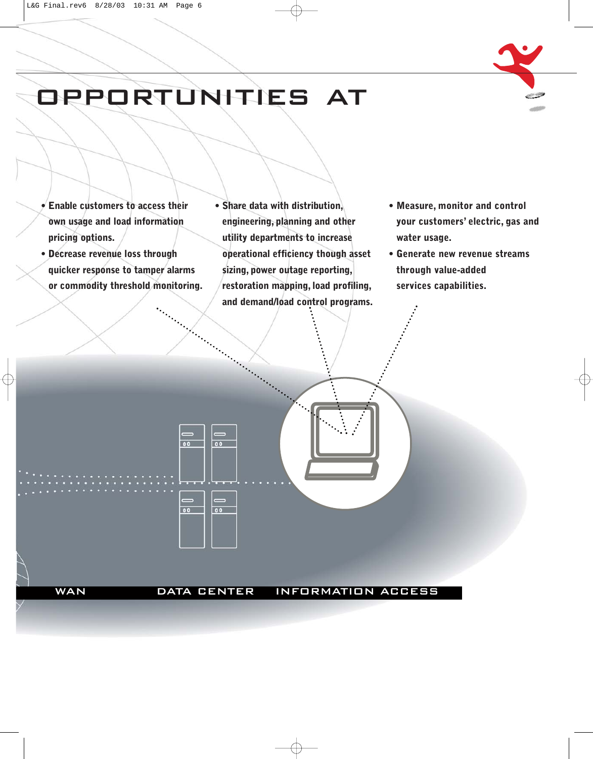# OPPORTUNITIES AT

- Enable customers to access their own usage and load information pricing options.
- Decrease revenue loss through quicker response to tamper alarms or commodity threshold monitoring.
- Share data with distribution, engineering, planning and other utility departments to increase operational efficiency though asset sizing, power outage reporting, restoration mapping, load profiling, and demand/load control programs.
- Measure, monitor and control your customers' electric, gas and water usage.
- Generate new revenue streams through value-added services capabilities.

WAN　DATA CENTER　INFORMATION ACCESS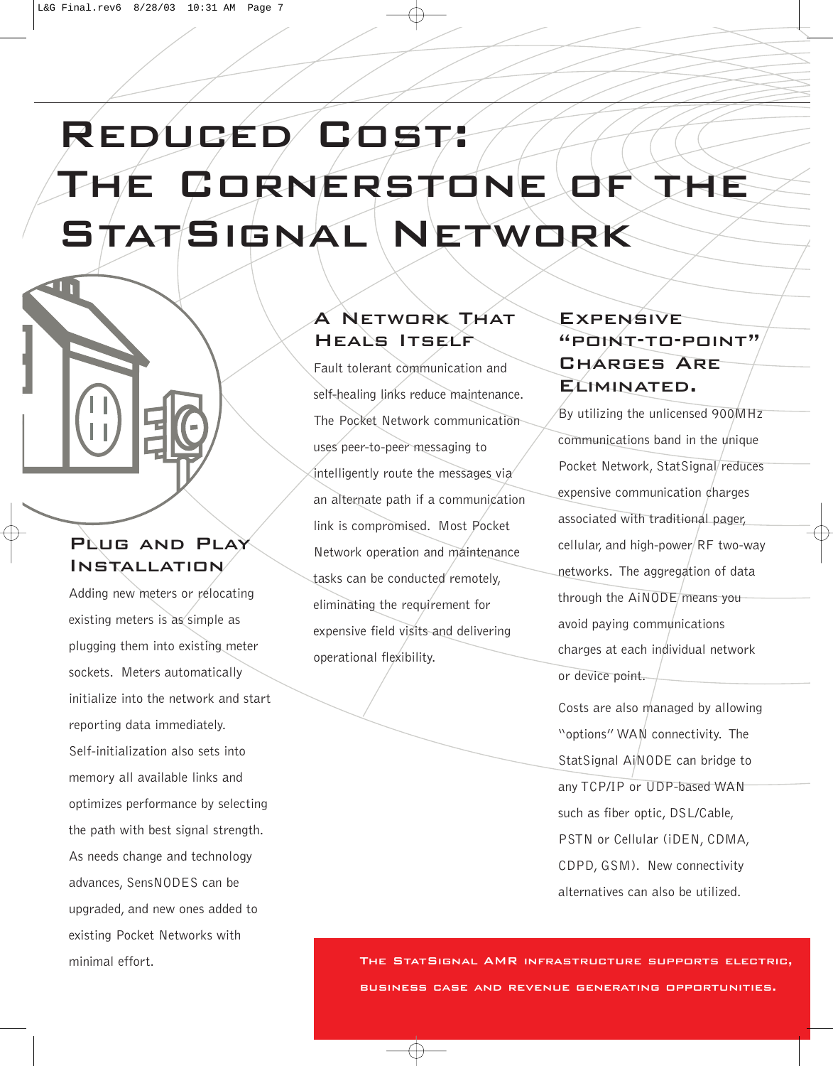# Reduced Cost: The Cornerstone of the StatSignal Network

## Plug and Play Installation

Adding new meters or relocating existing meters is as simple as plugging them into existing meter sockets. Meters automatically initialize into the network and start reporting data immediately. Self-initialization also sets into memory all available links and optimizes performance by selecting the path with best signal strength. As needs change and technology advances, SensNODES can be upgraded, and new ones added to existing Pocket Networks with minimal effort.

## A Network That Heals Itself

Fault tolerant communication and self-healing links reduce maintenance. The Pocket Network communication uses peer-to-peer messaging to intelligently route the messages via an alternate path if a communication link is compromised. Most Pocket Network operation and maintenance tasks can be conducted remotely, eliminating the requirement for expensive field visits and delivering operational flexibility.

## Expensive "Point-to-Point" Charges Are Eliminated.

By utilizing the unlicensed 900MHz communications band in the unique Pocket Network, StatSignal reduces expensive communication charges associated with traditional pager, cellular, and high-power RF two-way networks. The aggregation of data through the AiNODE means you avoid paying communications charges at each individual network or device point.

Costs are also managed by allowing "options" WAN connectivity. The StatSignal AiNODE can bridge to any TCP/IP or UDP-based WAN such as fiber optic, DSL/Cable, PSTN or Cellular (iDEN, CDMA, CDPD, GSM). New connectivity alternatives can also be utilized.

**The StatSignal AMR infrastructure supports electric, business case and revenue generating opportunities.**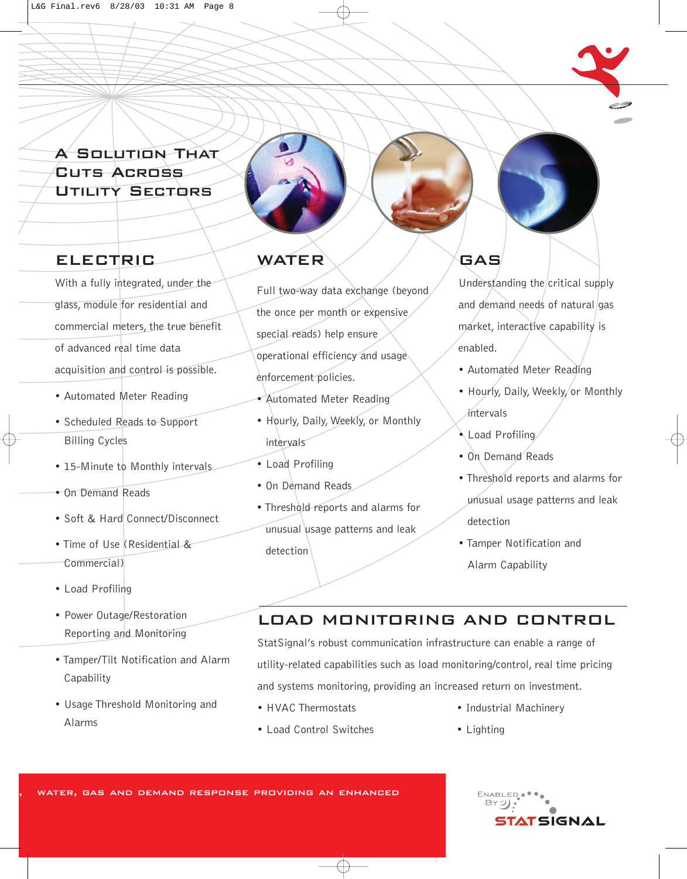# A Solution That Cuts Across Utility Sectors

## ELECTRIC

With a fully integrated, under the glass, module for residential and commercial meters, the true benefit of advanced real time data acquisition and control is possible.

- Automated Meter Reading
- Scheduled Reads to Support Billing Cycles
- 15-Minute to Monthly intervals
- On Demand Reads
- Soft & Hard Connect/Disconnect
- Time of Use (Residential & Commercial)
- Load Profiling
- Power Outage/Restoration Reporting and Monitoring
- Tamper/Tilt Notification and Alarm Capability
- Usage Threshold Monitoring and Alarms

## WATER

Full two-way data exchange (beyond the once per month or expensive special reads) help ensure operational efficiency and usage enforcement policies.

- Automated Meter Reading
- Hourly, Daily, Weekly, or Monthly intervals
- Load Profiling
- On Demand Reads
- Threshold reports and alarms for unusual usage patterns and leak detection

## GAS

Understanding the critical supply and demand needs of natural gas market, interactive capability is enabled.

- Automated Meter Reading
- Hourly, Daily, Weekly, or Monthly intervals
- Load Profiling
- On Demand Reads
- Threshold reports and alarms for unusual usage patterns and leak detection
- Tamper Notification and Alarm Capability

## LOAD MONITORING AND CONTROL

StatSignal's robust communication infrastructure can enable a range of utility-related capabilities such as load monitoring/control, real time pricing and systems monitoring, providing an increased return on investment.

- HVAC Thermostats
- Load Control Switches
- Industrial Machinery
- Lighting

, WATER, GAS AND DEMAND RESPONSE PROVIDING AN ENHANCED

ENABLED BY STATSIGNAL